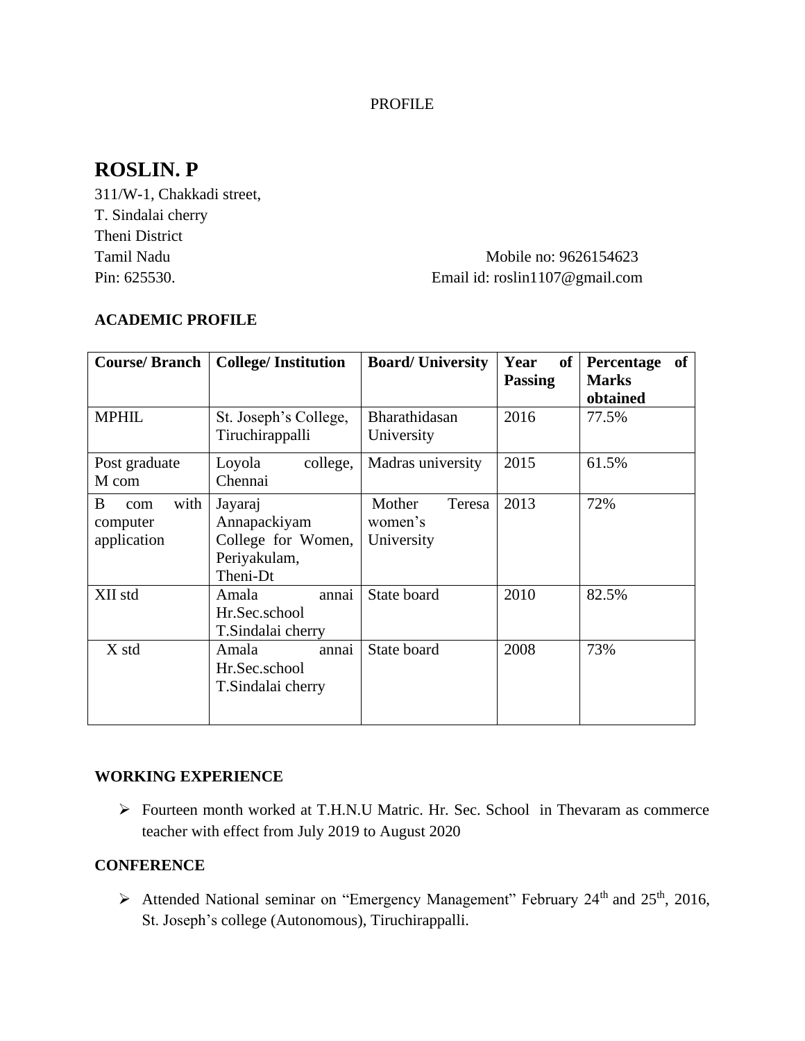PROFILE

# ROSLIN. P

311/W-1, Chakkadi street,
T. Sindalai cherry
Theni District
Tamil Nadu
Pin: 625530.

Mobile no: 9626154623
Email id: roslin1107@gmail.com

## ACADEMIC PROFILE

| Course/ Branch | College/ Institution | Board/ University | Year of Passing | Percentage of Marks obtained |
|---|---|---|---|---|
| MPHIL | St. Joseph's College, Tiruchirappalli | Bharathidasan University | 2016 | 77.5% |
| Post graduate M com | Loyola college, Chennai | Madras university | 2015 | 61.5% |
| B com with computer application | Jayaraj Annapackiyam College for Women, Periyakulam, Theni-Dt | Mother Teresa women's University | 2013 | 72% |
| XII std | Amala annai Hr.Sec.school T.Sindalai cherry | State board | 2010 | 82.5% |
| X std | Amala annai Hr.Sec.school T.Sindalai cherry | State board | 2008 | 73% |

## WORKING EXPERIENCE

- Fourteen month worked at T.H.N.U Matric. Hr. Sec. School in Thevaram as commerce teacher with effect from July 2019 to August 2020

## CONFERENCE

- Attended National seminar on "Emergency Management" February 24th and 25th, 2016, St. Joseph's college (Autonomous), Tiruchirappalli.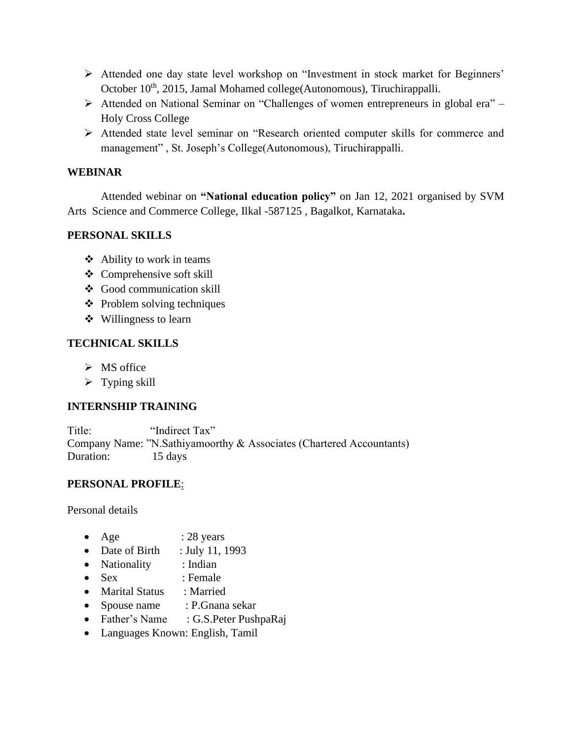- Attended one day state level workshop on "Investment in stock market for Beginners' October 10th, 2015, Jamal Mohamed college(Autonomous), Tiruchirappalli.
- Attended on National Seminar on "Challenges of women entrepreneurs in global era" – Holy Cross College
- Attended state level seminar on "Research oriented computer skills for commerce and management" , St. Joseph's College(Autonomous), Tiruchirappalli.

**WEBINAR**

Attended webinar on **"National education policy"** on Jan 12, 2021 organised by SVM Arts Science and Commerce College, Ilkal -587125 , Bagalkot, Karnataka**.**

**PERSONAL SKILLS**

- Ability to work in teams
- Comprehensive soft skill
- Good communication skill
- Problem solving techniques
- Willingness to learn

**TECHNICAL SKILLS**

- MS office
- Typing skill

**INTERNSHIP TRAINING**

Title: "Indirect Tax"
Company Name: "N.Sathiyamoorthy & Associates (Chartered Accountants)
Duration: 15 days

**PERSONAL PROFILE**:

Personal details

- Age : 28 years
- Date of Birth : July 11, 1993
- Nationality : Indian
- Sex : Female
- Marital Status : Married
- Spouse name : P.Gnana sekar
- Father's Name : G.S.Peter PushpaRaj
- Languages Known: English, Tamil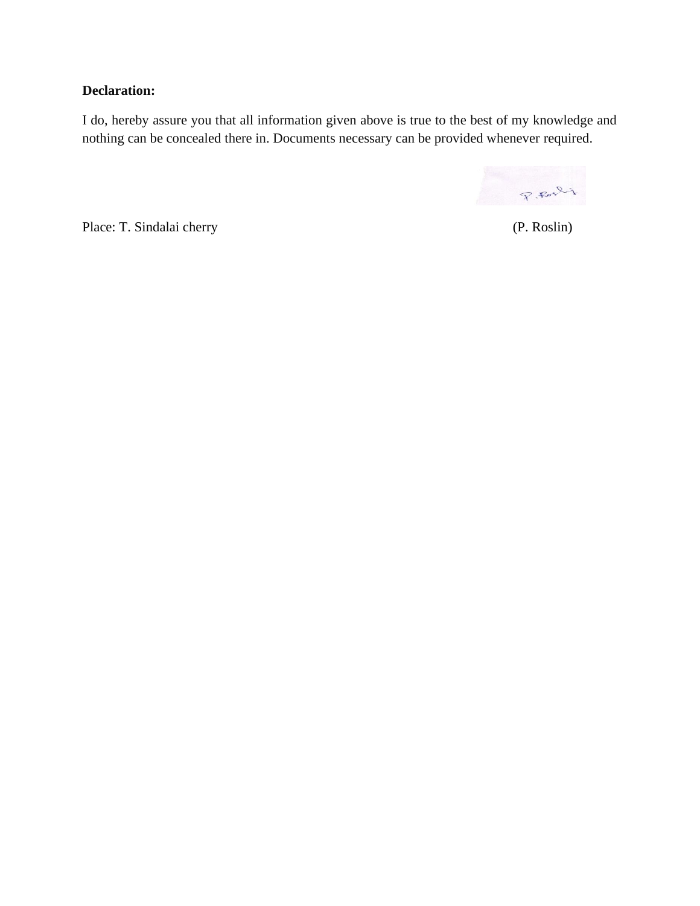**Declaration:**

I do, hereby assure you that all information given above is true to the best of my knowledge and nothing can be concealed there in. Documents necessary can be provided whenever required.

Place: T. Sindalai cherry (P. Roslin)